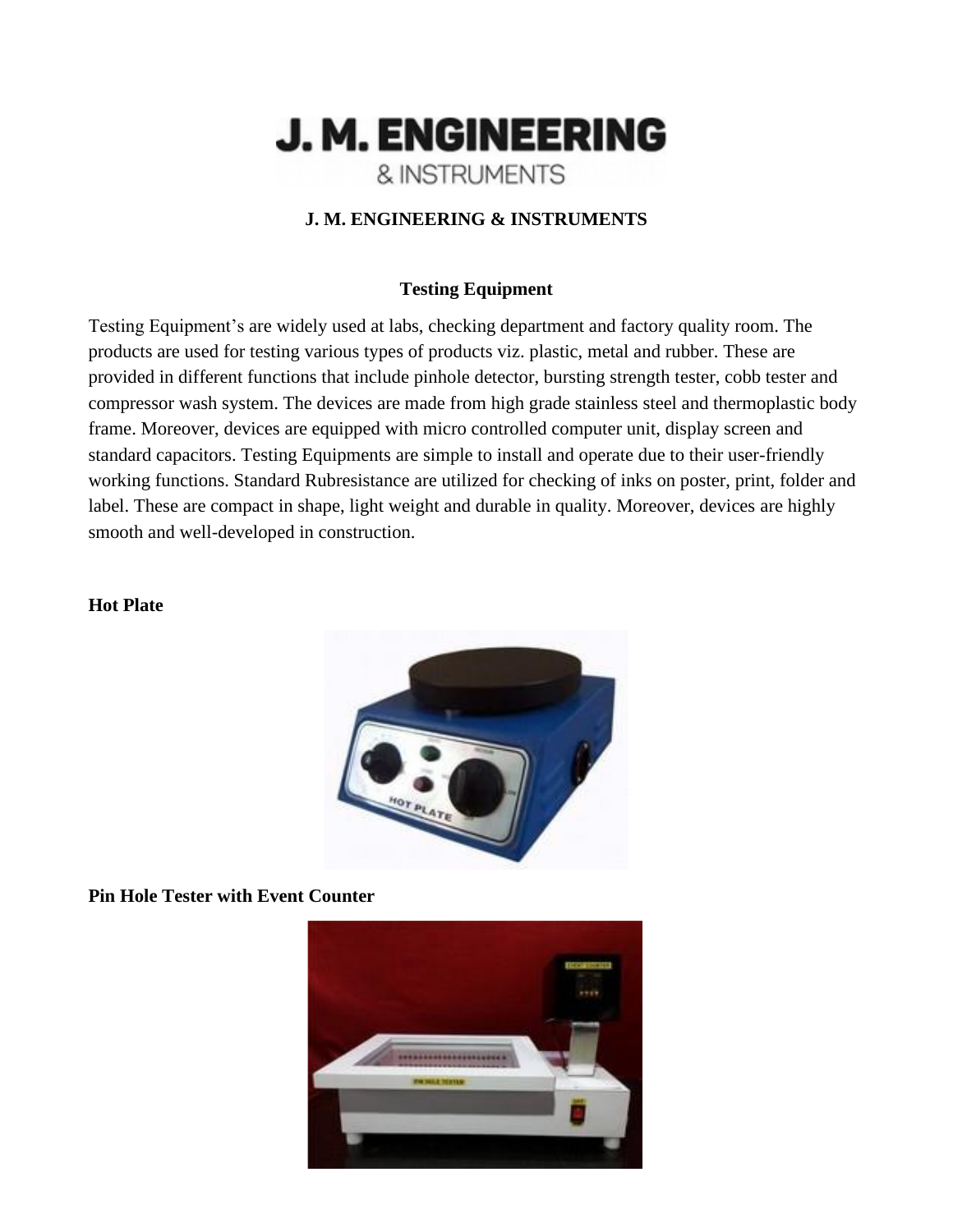# J. M. ENGINEERING & INSTRUMENTS

## Testing Equipment

Testing Equipment's are widely used at labs, checking department and factory quality room. The products are used for testing various types of products viz. plastic, metal and rubber. These are provided in different functions that include pinhole detector, bursting strength tester, cobb tester and compressor wash system. The devices are made from high grade stainless steel and thermoplastic body frame. Moreover, devices are equipped with micro controlled computer unit, display screen and standard capacitors. Testing Equipments are simple to install and operate due to their user-friendly working functions. Standard Rubresistance are utilized for checking of inks on poster, print, folder and label. These are compact in shape, light weight and durable in quality. Moreover, devices are highly smooth and well-developed in construction.

**Hot Plate**

**Pin Hole Tester with Event Counter**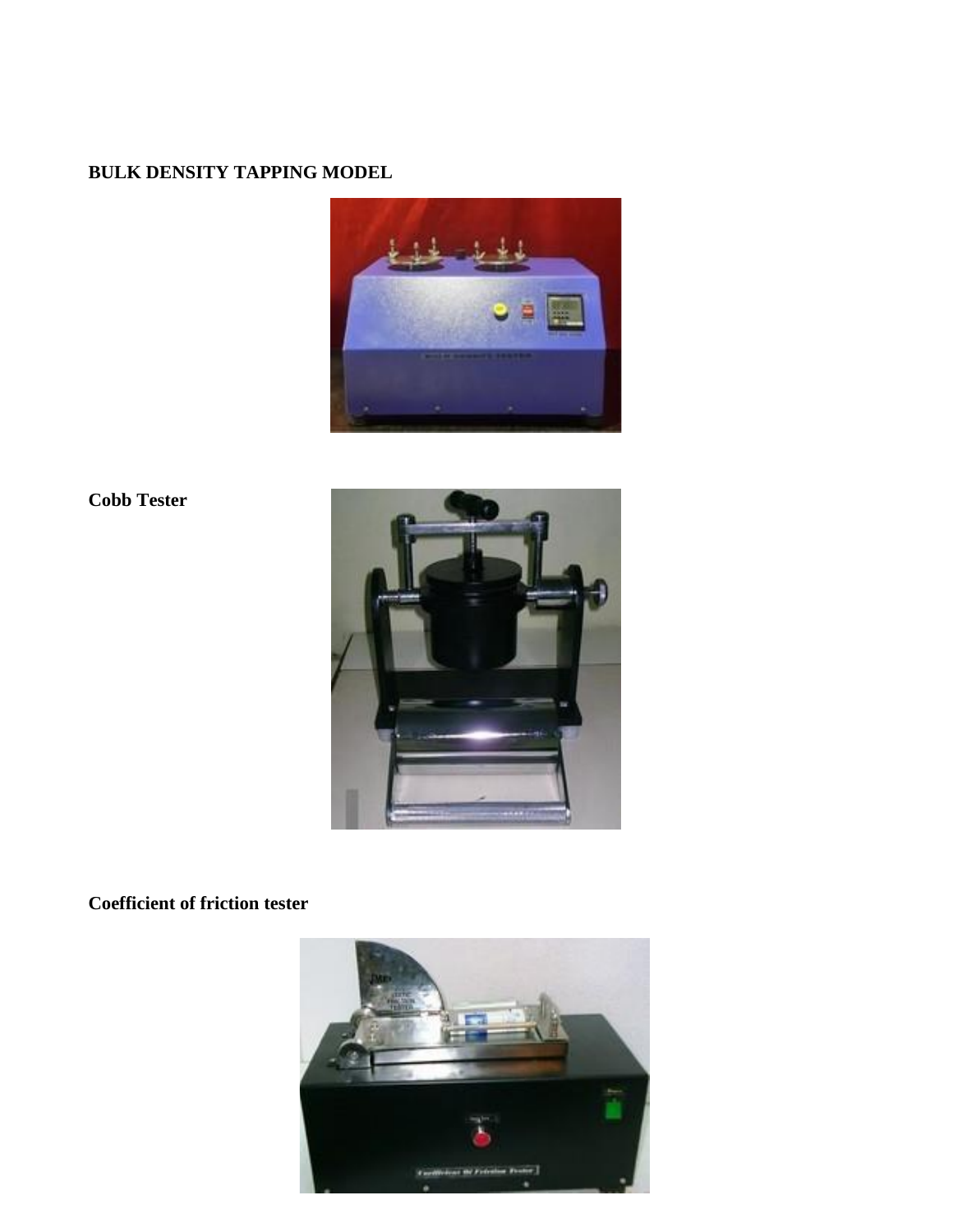**BULK DENSITY TAPPING MODEL**

**Cobb Tester**

**Coefficient of friction tester**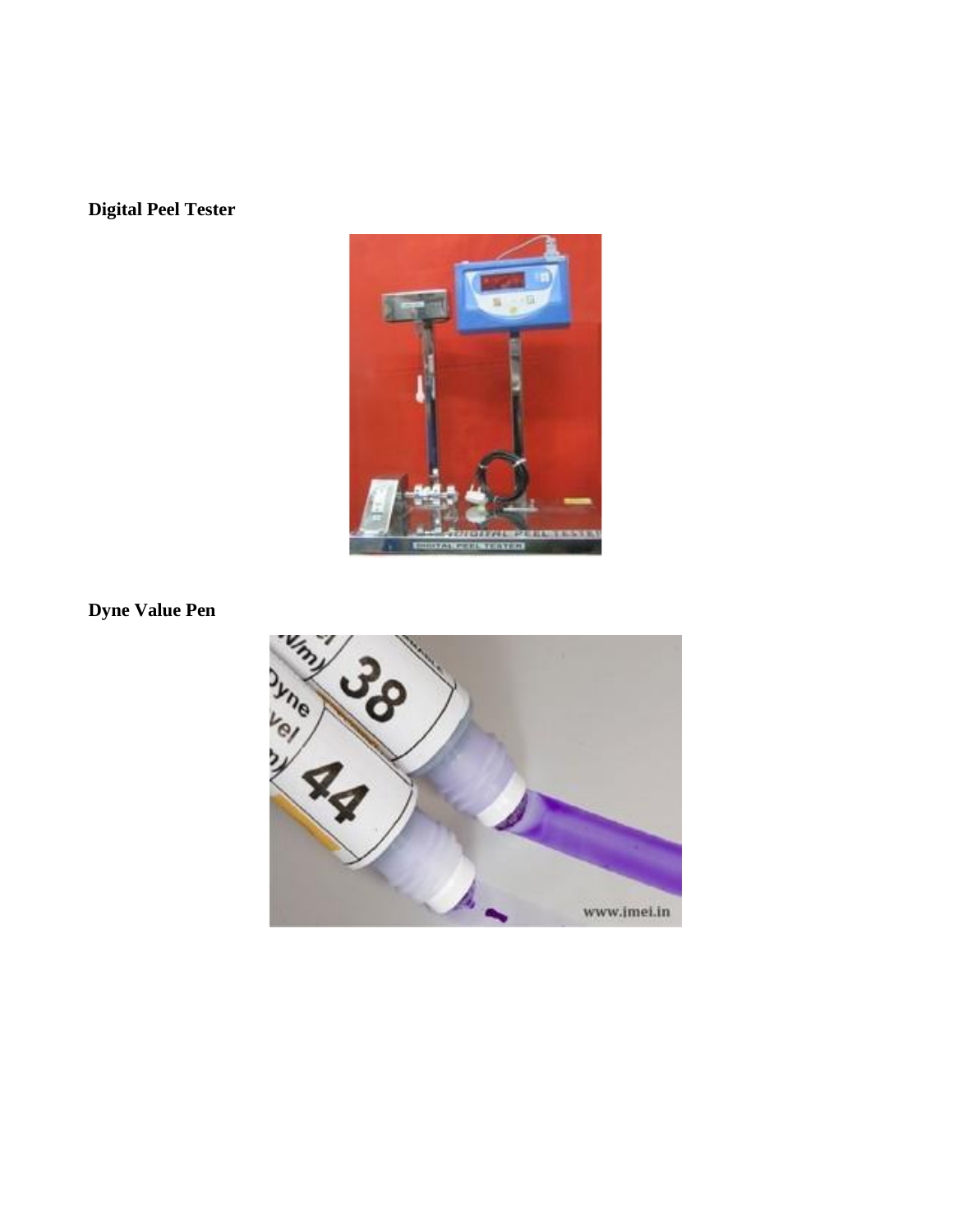**Digital Peel Tester**

**Dyne Value Pen**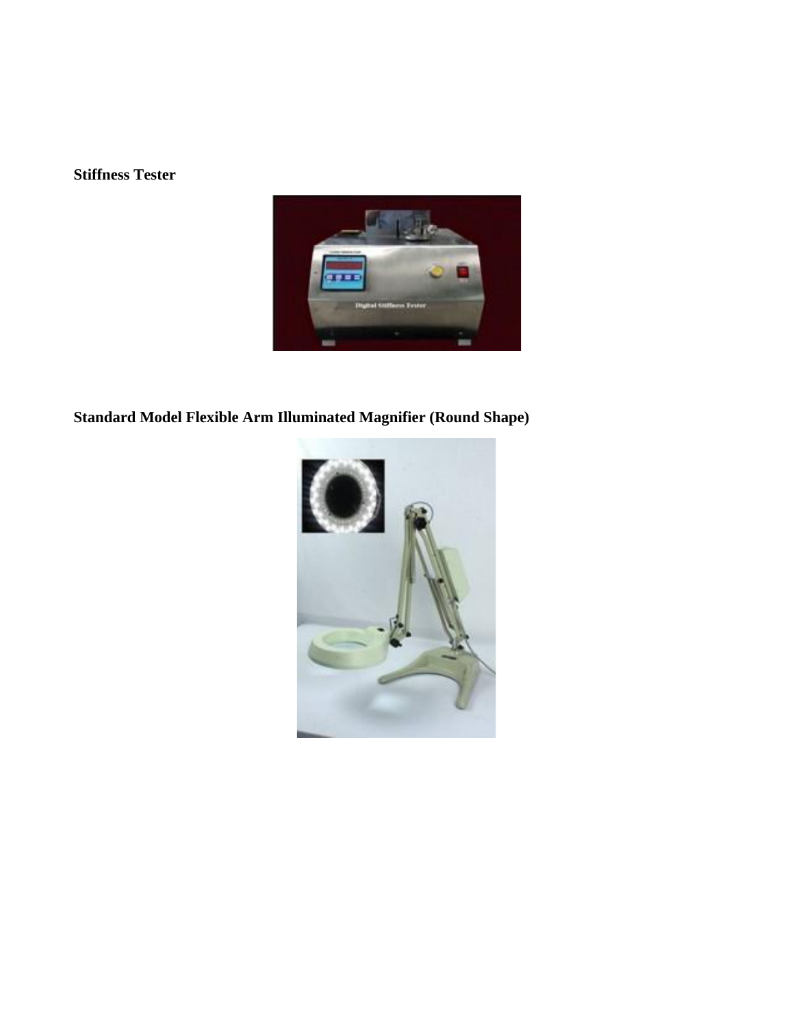**Stiffness Tester**

**Standard Model Flexible Arm Illuminated Magnifier (Round Shape)**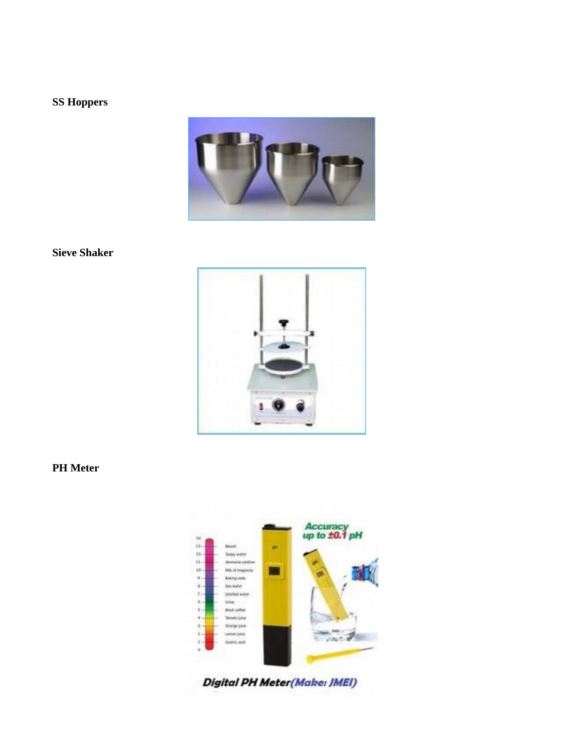**SS Hoppers**

**Sieve Shaker**

**PH Meter**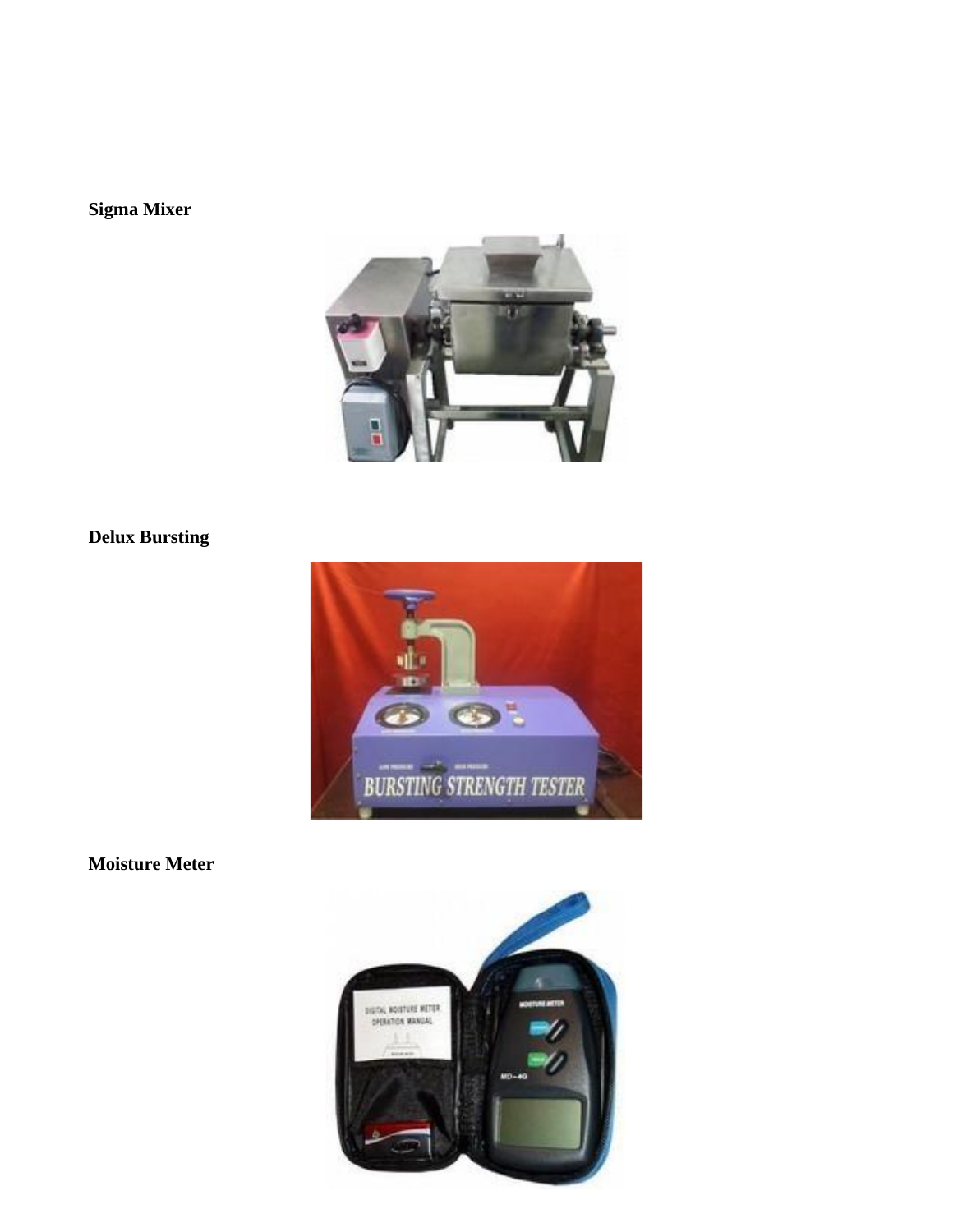**Sigma Mixer**

**Delux Bursting**

**Moisture Meter**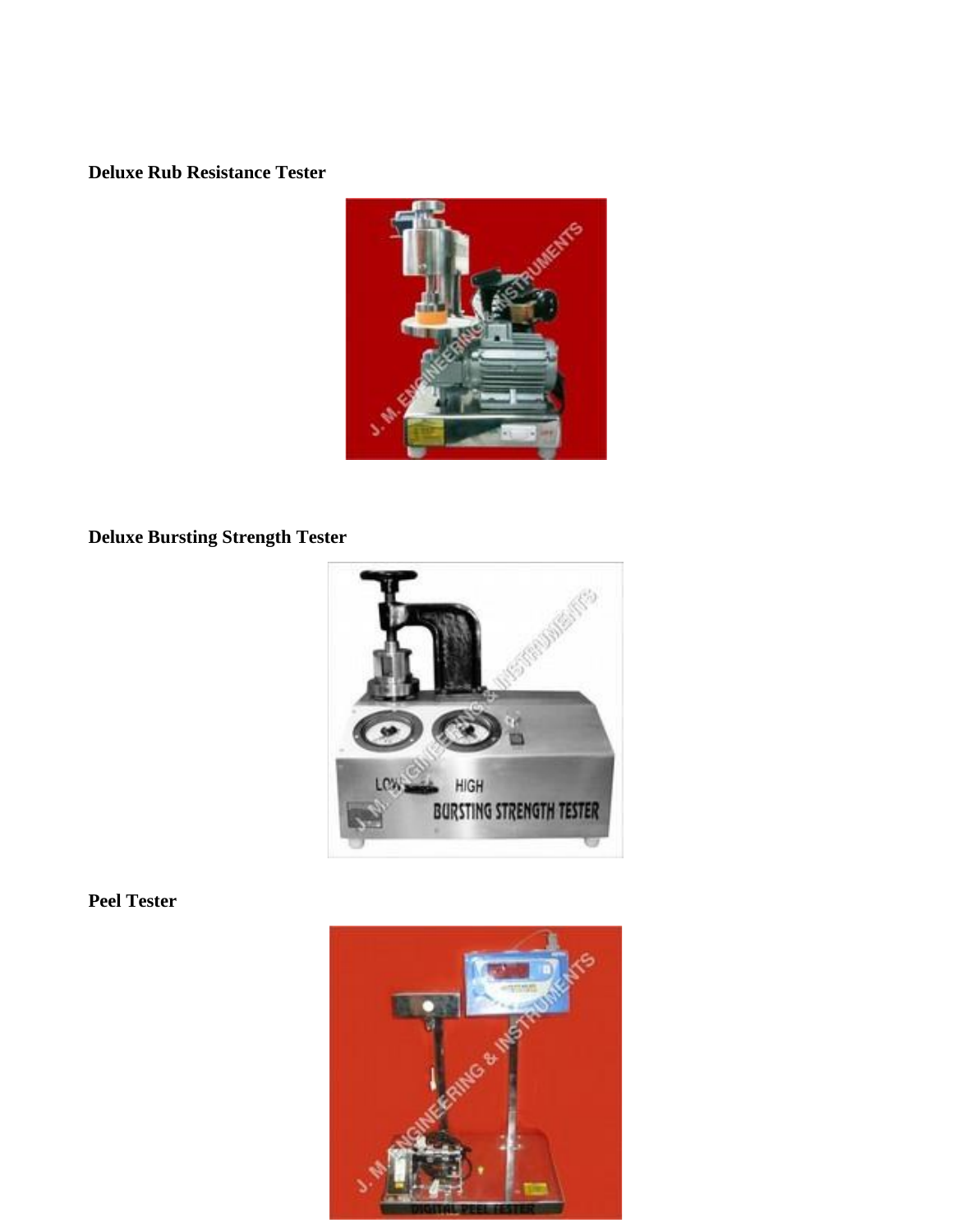**Deluxe Rub Resistance Tester**

**Deluxe Bursting Strength Tester**

**Peel Tester**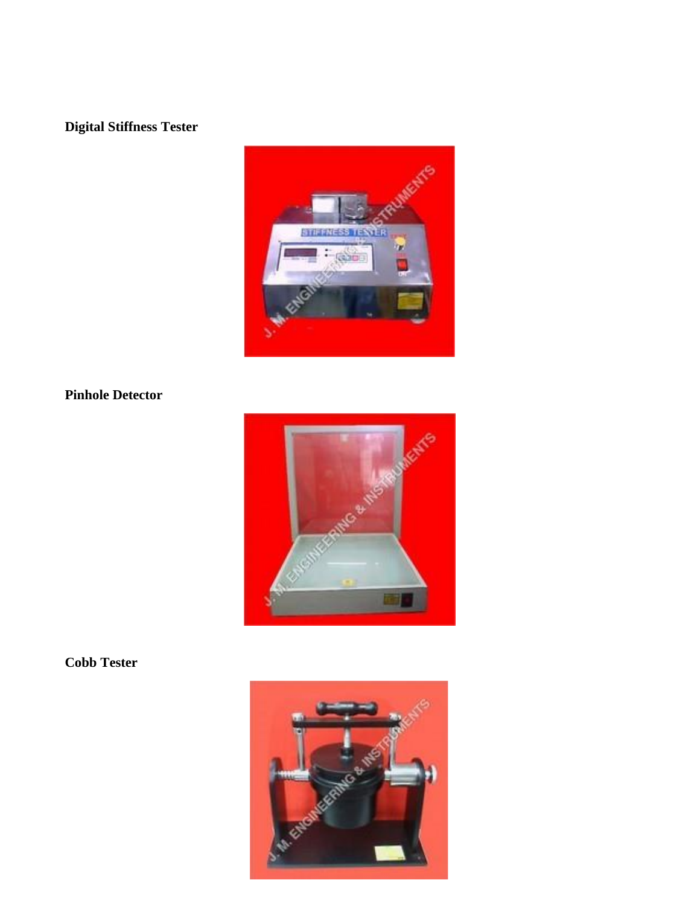**Digital Stiffness Tester**

**Pinhole Detector**

**Cobb Tester**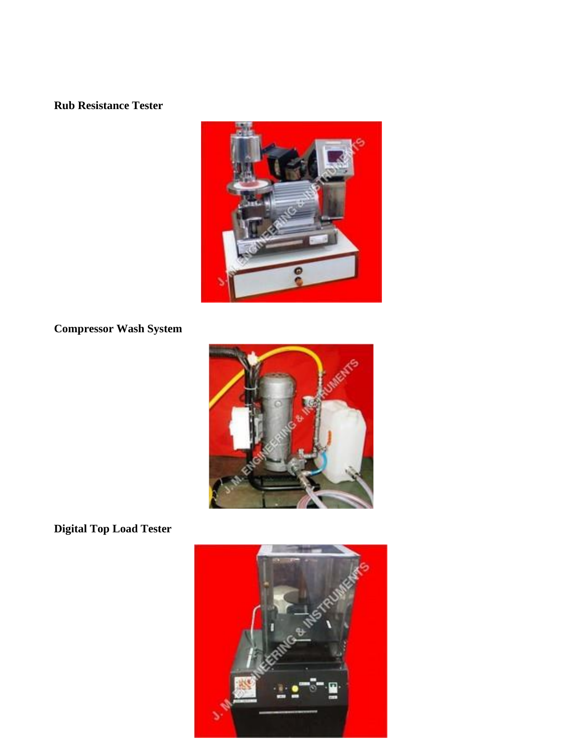**Rub Resistance Tester**

**Compressor Wash System**

**Digital Top Load Tester**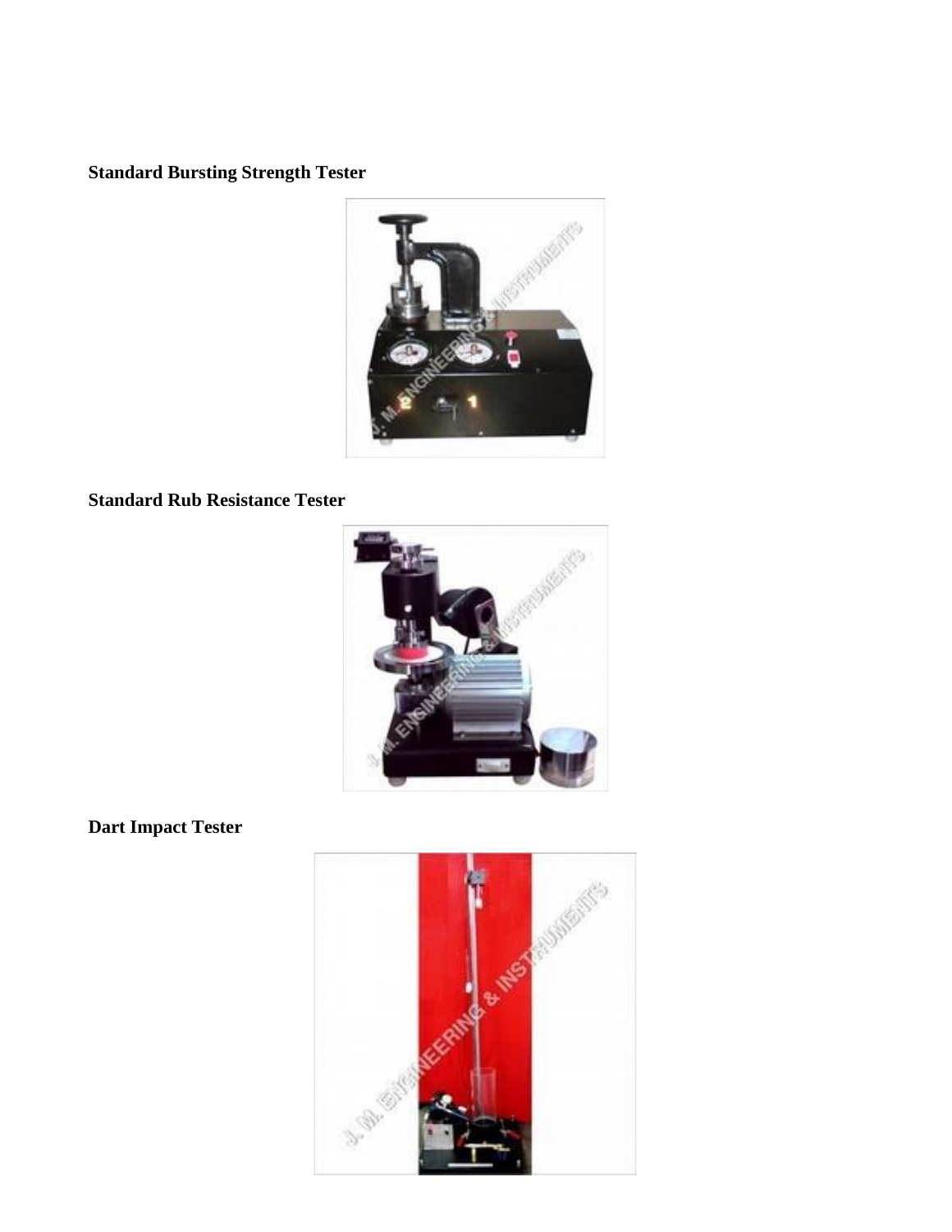**Standard Bursting Strength Tester**

**Standard Rub Resistance Tester**

**Dart Impact Tester**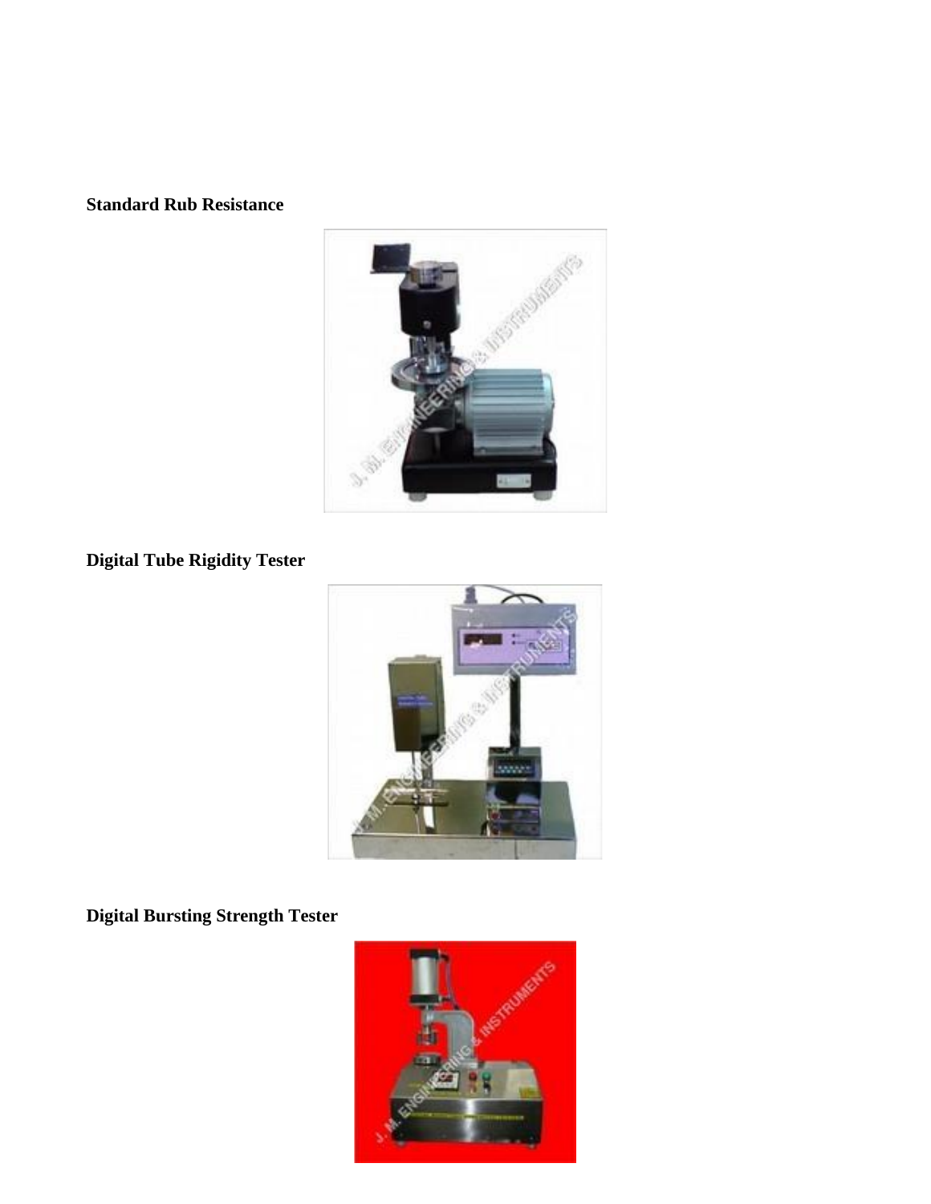**Standard Rub Resistance**

**Digital Tube Rigidity Tester**

**Digital Bursting Strength Tester**